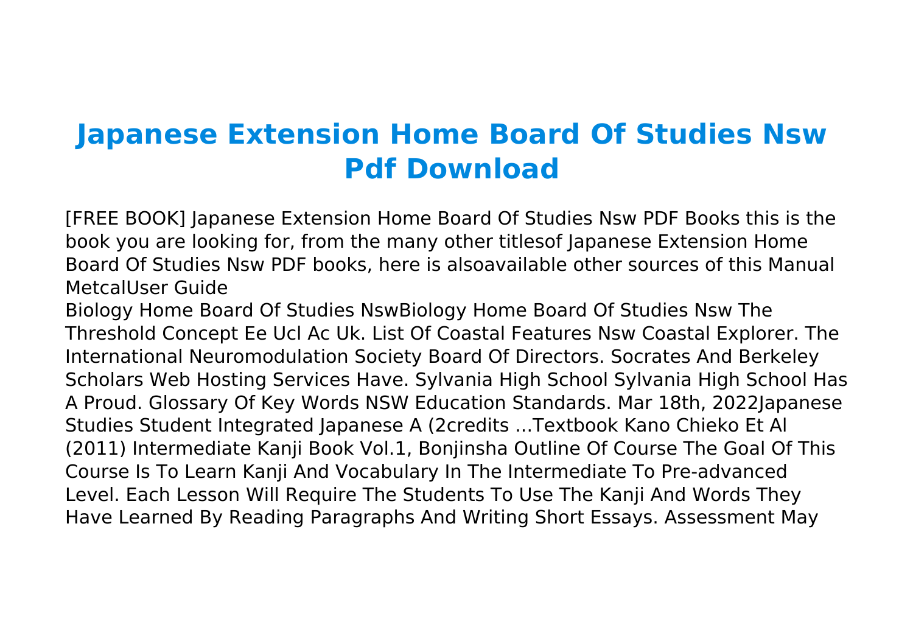# Japanese Extension Home Board Of Studies Nsw Pdf Download

[FREE BOOK] Japanese Extension Home Board Of Studies Nsw PDF Books this is the book you are looking for, from the many other titlesof Japanese Extension Home Board Of Studies Nsw PDF books, here is alsoavailable other sources of this Manual MetcalUser Guide

Biology Home Board Of Studies NswBiology Home Board Of Studies Nsw The Threshold Concept Ee Ucl Ac Uk. List Of Coastal Features Nsw Coastal Explorer. The International Neuromodulation Society Board Of Directors. Socrates And Berkeley Scholars Web Hosting Services Have. Sylvania High School Sylvania High School Has A Proud. Glossary Of Key Words NSW Education Standards. Mar 18th, 2022Japanese Studies Student Integrated Japanese A (2credits ...Textbook Kano Chieko Et Al (2011) Intermediate Kanji Book Vol.1, Bonjinsha Outline Of Course The Goal Of This Course Is To Learn Kanji And Vocabulary In The Intermediate To Pre-advanced Level. Each Lesson Will Require The Students To Use The Kanji And Words They Have Learned By Reading Paragraphs And Writing Short Essays. Assessment May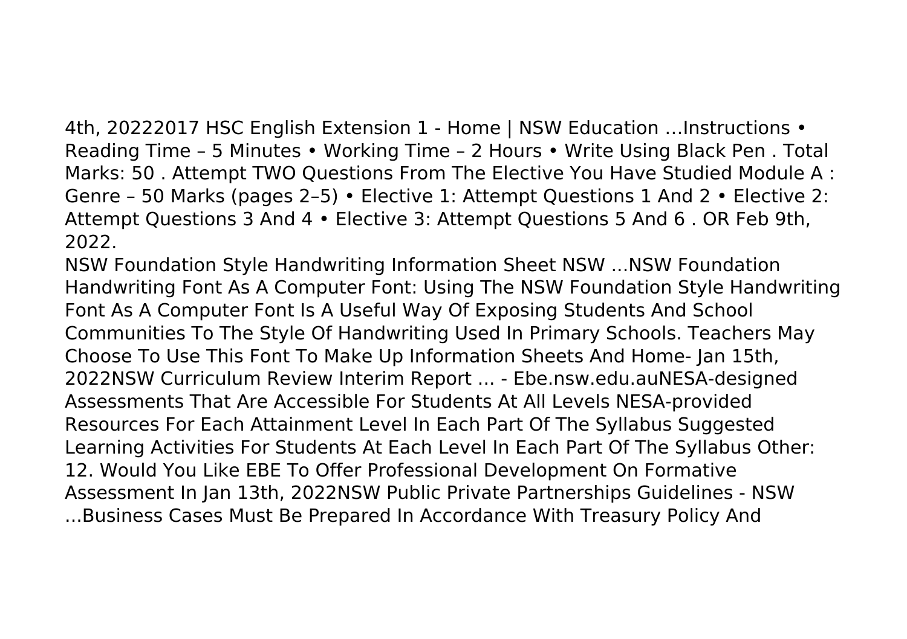4th, 20222017 HSC English Extension 1 - Home | NSW Education …Instructions • Reading Time – 5 Minutes • Working Time – 2 Hours • Write Using Black Pen . Total Marks: 50 . Attempt TWO Questions From The Elective You Have Studied Module A : Genre – 50 Marks (pages 2–5) • Elective 1: Attempt Questions 1 And 2 • Elective 2: Attempt Questions 3 And 4 • Elective 3: Attempt Questions 5 And 6 . OR Feb 9th, 2022.

NSW Foundation Style Handwriting Information Sheet NSW ...NSW Foundation Handwriting Font As A Computer Font: Using The NSW Foundation Style Handwriting Font As A Computer Font Is A Useful Way Of Exposing Students And School Communities To The Style Of Handwriting Used In Primary Schools. Teachers May Choose To Use This Font To Make Up Information Sheets And Home- Jan 15th, 2022NSW Curriculum Review Interim Report ... - Ebe.nsw.edu.auNESA-designed Assessments That Are Accessible For Students At All Levels NESA-provided Resources For Each Attainment Level In Each Part Of The Syllabus Suggested Learning Activities For Students At Each Level In Each Part Of The Syllabus Other: 12. Would You Like EBE To Offer Professional Development On Formative Assessment In Jan 13th, 2022NSW Public Private Partnerships Guidelines - NSW ...Business Cases Must Be Prepared In Accordance With Treasury Policy And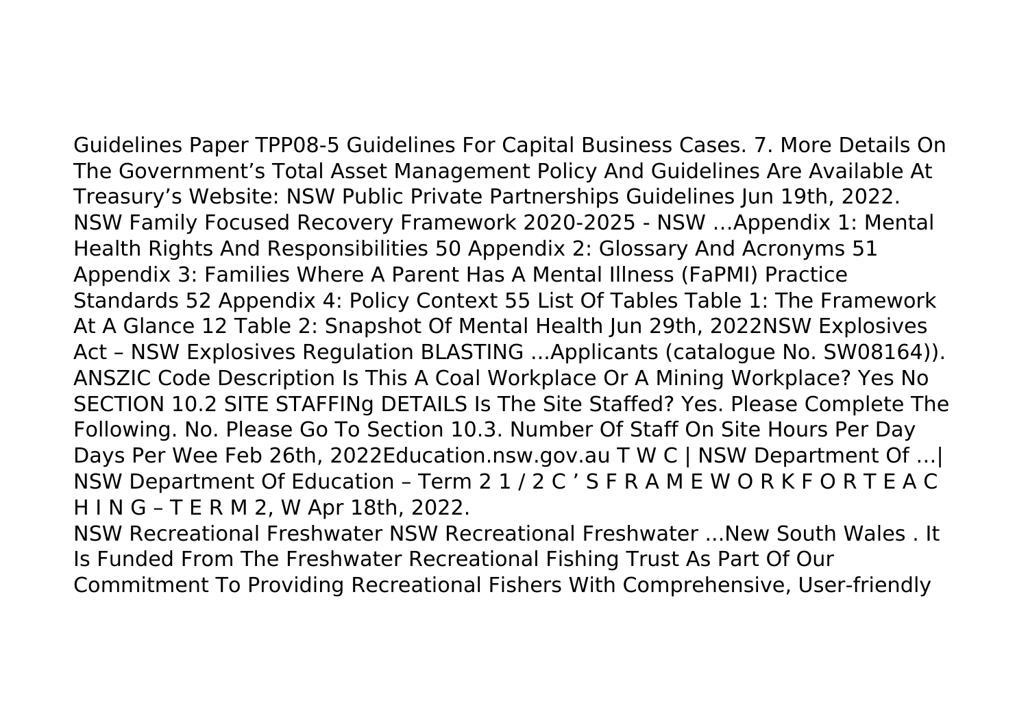Guidelines Paper TPP08-5 Guidelines For Capital Business Cases. 7. More Details On The Government's Total Asset Management Policy And Guidelines Are Available At Treasury's Website: NSW Public Private Partnerships Guidelines Jun 19th, 2022.
NSW Family Focused Recovery Framework 2020-2025 - NSW …Appendix 1: Mental Health Rights And Responsibilities 50 Appendix 2: Glossary And Acronyms 51 Appendix 3: Families Where A Parent Has A Mental Illness (FaPMI) Practice Standards 52 Appendix 4: Policy Context 55 List Of Tables Table 1: The Framework At A Glance 12 Table 2: Snapshot Of Mental Health Jun 29th, 2022NSW Explosives Act – NSW Explosives Regulation BLASTING ...Applicants (catalogue No. SW08164)). ANSZIC Code Description Is This A Coal Workplace Or A Mining Workplace? Yes No SECTION 10.2 SITE STAFFINg DETAILS Is The Site Staffed? Yes. Please Complete The Following. No. Please Go To Section 10.3. Number Of Staff On Site Hours Per Day Days Per Wee Feb 26th, 2022Education.nsw.gov.au T W C | NSW Department Of …| NSW Department Of Education – Term 2 1 / 2 C ' S F R A M E W O R K F O R T E A C H I N G – T E R M 2, W Apr 18th, 2022.
NSW Recreational Freshwater NSW Recreational Freshwater ...New South Wales . It Is Funded From The Freshwater Recreational Fishing Trust As Part Of Our Commitment To Providing Recreational Fishers With Comprehensive, User-friendly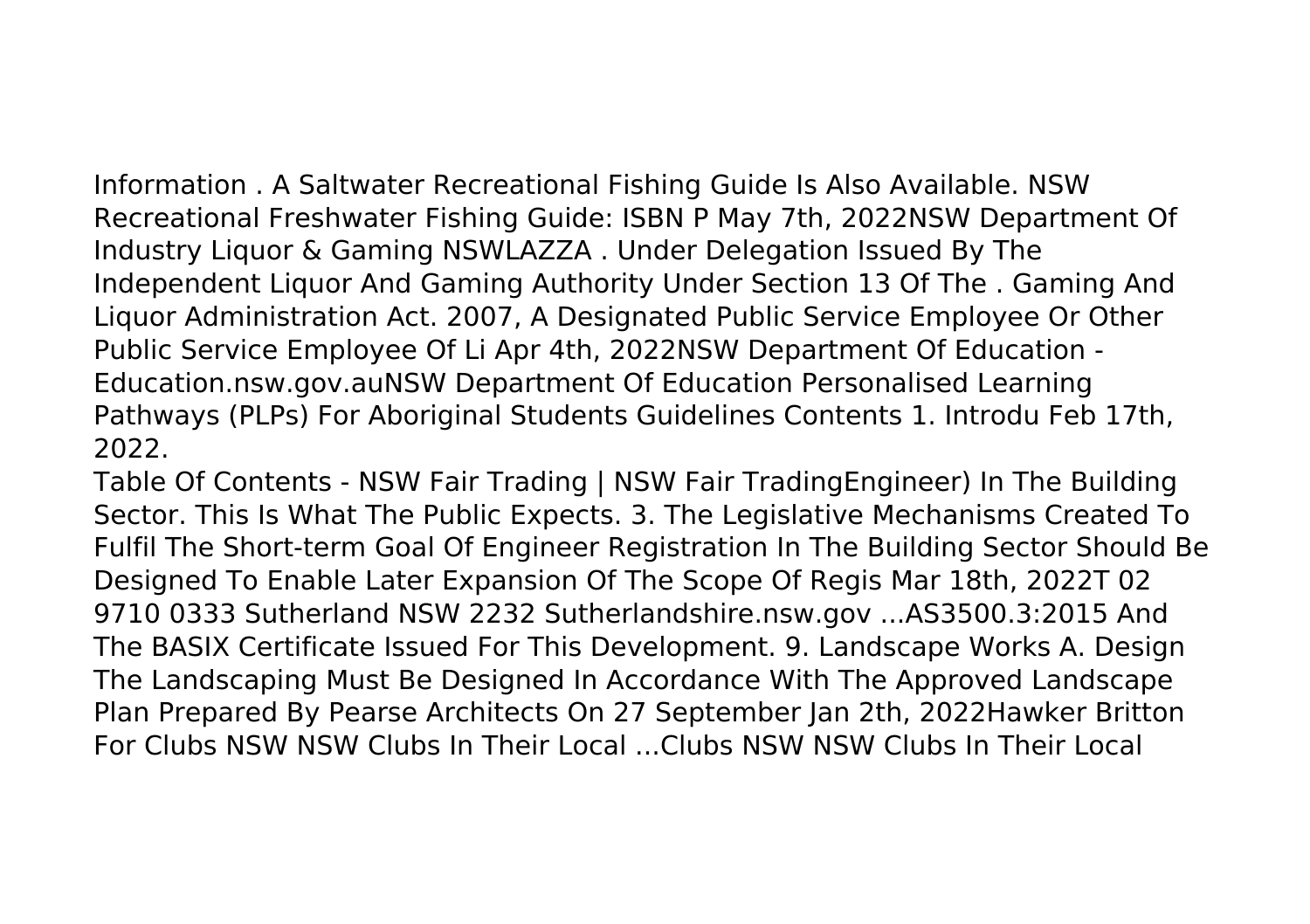Information . A Saltwater Recreational Fishing Guide Is Also Available. NSW Recreational Freshwater Fishing Guide: ISBN P May 7th, 2022NSW Department Of Industry Liquor & Gaming NSWLAZZA . Under Delegation Issued By The Independent Liquor And Gaming Authority Under Section 13 Of The . Gaming And Liquor Administration Act. 2007, A Designated Public Service Employee Or Other Public Service Employee Of Li Apr 4th, 2022NSW Department Of Education - Education.nsw.gov.auNSW Department Of Education Personalised Learning Pathways (PLPs) For Aboriginal Students Guidelines Contents 1. Introdu Feb 17th, 2022.

Table Of Contents - NSW Fair Trading | NSW Fair TradingEngineer) In The Building Sector. This Is What The Public Expects. 3. The Legislative Mechanisms Created To Fulfil The Short-term Goal Of Engineer Registration In The Building Sector Should Be Designed To Enable Later Expansion Of The Scope Of Regis Mar 18th, 2022T 02 9710 0333 Sutherland NSW 2232 Sutherlandshire.nsw.gov ...AS3500.3:2015 And The BASIX Certificate Issued For This Development. 9. Landscape Works A. Design The Landscaping Must Be Designed In Accordance With The Approved Landscape Plan Prepared By Pearse Architects On 27 September Jan 2th, 2022Hawker Britton For Clubs NSW NSW Clubs In Their Local ...Clubs NSW NSW Clubs In Their Local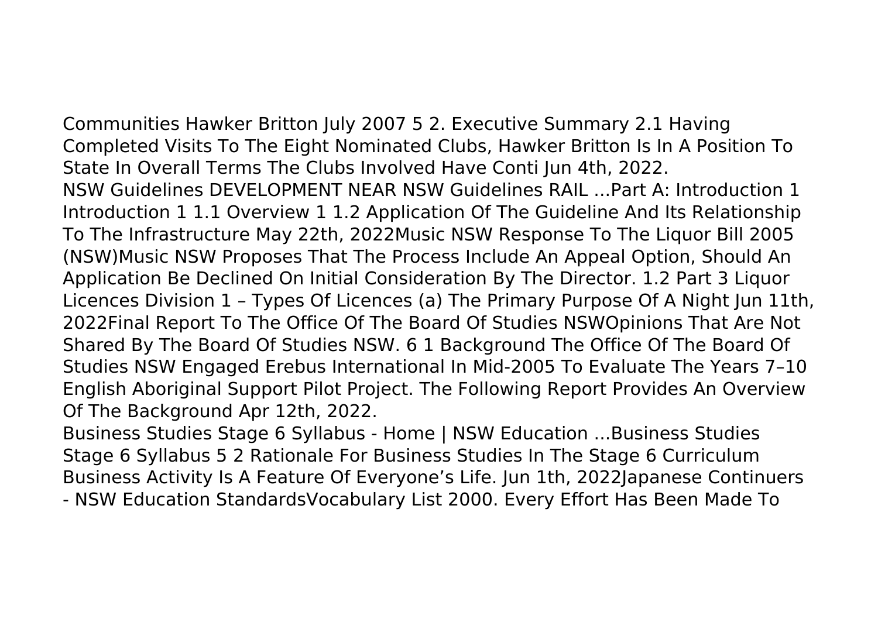Communities Hawker Britton July 2007 5 2. Executive Summary 2.1 Having Completed Visits To The Eight Nominated Clubs, Hawker Britton Is In A Position To State In Overall Terms The Clubs Involved Have Conti Jun 4th, 2022.

NSW Guidelines DEVELOPMENT NEAR NSW Guidelines RAIL ...Part A: Introduction 1 Introduction 1 1.1 Overview 1 1.2 Application Of The Guideline And Its Relationship To The Infrastructure May 22th, 2022Music NSW Response To The Liquor Bill 2005 (NSW)Music NSW Proposes That The Process Include An Appeal Option, Should An Application Be Declined On Initial Consideration By The Director. 1.2 Part 3 Liquor Licences Division 1 – Types Of Licences (a) The Primary Purpose Of A Night Jun 11th, 2022Final Report To The Office Of The Board Of Studies NSWOpinions That Are Not Shared By The Board Of Studies NSW. 6 1 Background The Office Of The Board Of Studies NSW Engaged Erebus International In Mid-2005 To Evaluate The Years 7–10 English Aboriginal Support Pilot Project. The Following Report Provides An Overview Of The Background Apr 12th, 2022.

Business Studies Stage 6 Syllabus - Home | NSW Education ...Business Studies Stage 6 Syllabus 5 2 Rationale For Business Studies In The Stage 6 Curriculum Business Activity Is A Feature Of Everyone's Life. Jun 1th, 2022Japanese Continuers - NSW Education StandardsVocabulary List 2000. Every Effort Has Been Made To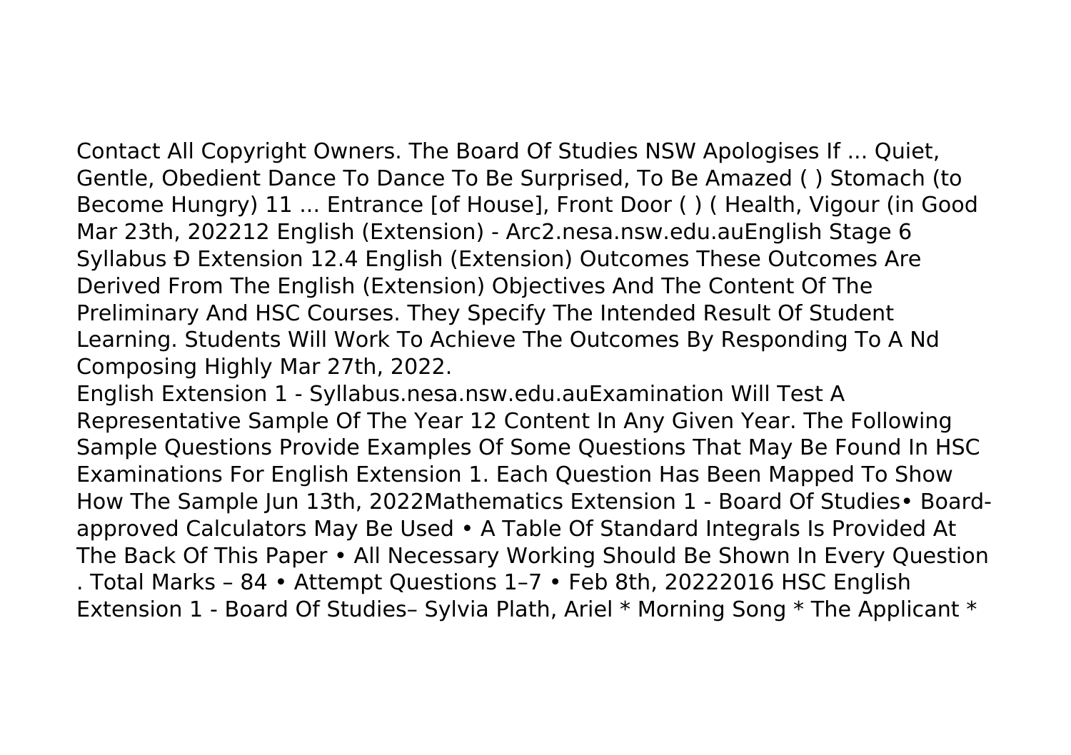Contact All Copyright Owners. The Board Of Studies NSW Apologises If ... Quiet, Gentle, Obedient Dance To Dance To Be Surprised, To Be Amazed ( ) Stomach (to Become Hungry) 11 ... Entrance [of House], Front Door ( ) ( Health, Vigour (in Good Mar 23th, 202212 English (Extension) - Arc2.nesa.nsw.edu.auEnglish Stage 6 Syllabus Ð Extension 12.4 English (Extension) Outcomes These Outcomes Are Derived From The English (Extension) Objectives And The Content Of The Preliminary And HSC Courses. They Specify The Intended Result Of Student Learning. Students Will Work To Achieve The Outcomes By Responding To A Nd Composing Highly Mar 27th, 2022.

English Extension 1 - Syllabus.nesa.nsw.edu.auExamination Will Test A Representative Sample Of The Year 12 Content In Any Given Year. The Following Sample Questions Provide Examples Of Some Questions That May Be Found In HSC Examinations For English Extension 1. Each Question Has Been Mapped To Show How The Sample Jun 13th, 2022Mathematics Extension 1 - Board Of Studies• Board-approved Calculators May Be Used • A Table Of Standard Integrals Is Provided At The Back Of This Paper • All Necessary Working Should Be Shown In Every Question . Total Marks – 84 • Attempt Questions 1–7 • Feb 8th, 20222016 HSC English Extension 1 - Board Of Studies– Sylvia Plath, Ariel * Morning Song * The Applicant *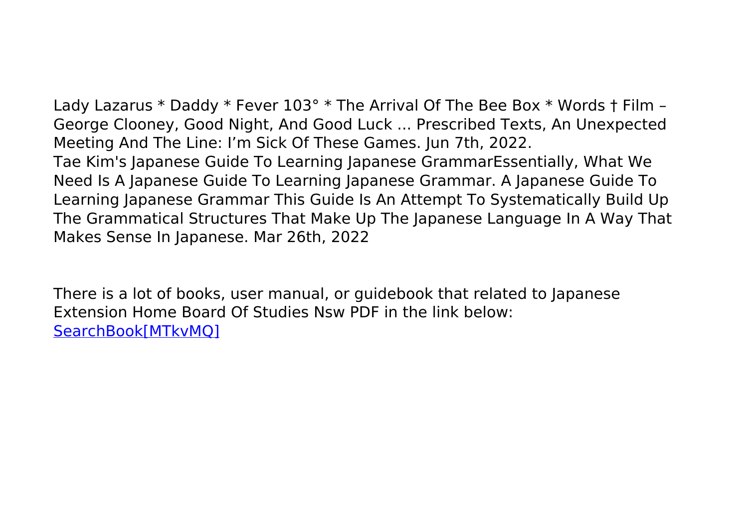Lady Lazarus * Daddy * Fever 103° * The Arrival Of The Bee Box * Words † Film – George Clooney, Good Night, And Good Luck ... Prescribed Texts, An Unexpected Meeting And The Line: I'm Sick Of These Games. Jun 7th, 2022.

Tae Kim's Japanese Guide To Learning Japanese GrammarEssentially, What We Need Is A Japanese Guide To Learning Japanese Grammar. A Japanese Guide To Learning Japanese Grammar This Guide Is An Attempt To Systematically Build Up The Grammatical Structures That Make Up The Japanese Language In A Way That Makes Sense In Japanese. Mar 26th, 2022

There is a lot of books, user manual, or guidebook that related to Japanese Extension Home Board Of Studies Nsw PDF in the link below:
[SearchBook[MTkvMQ]]